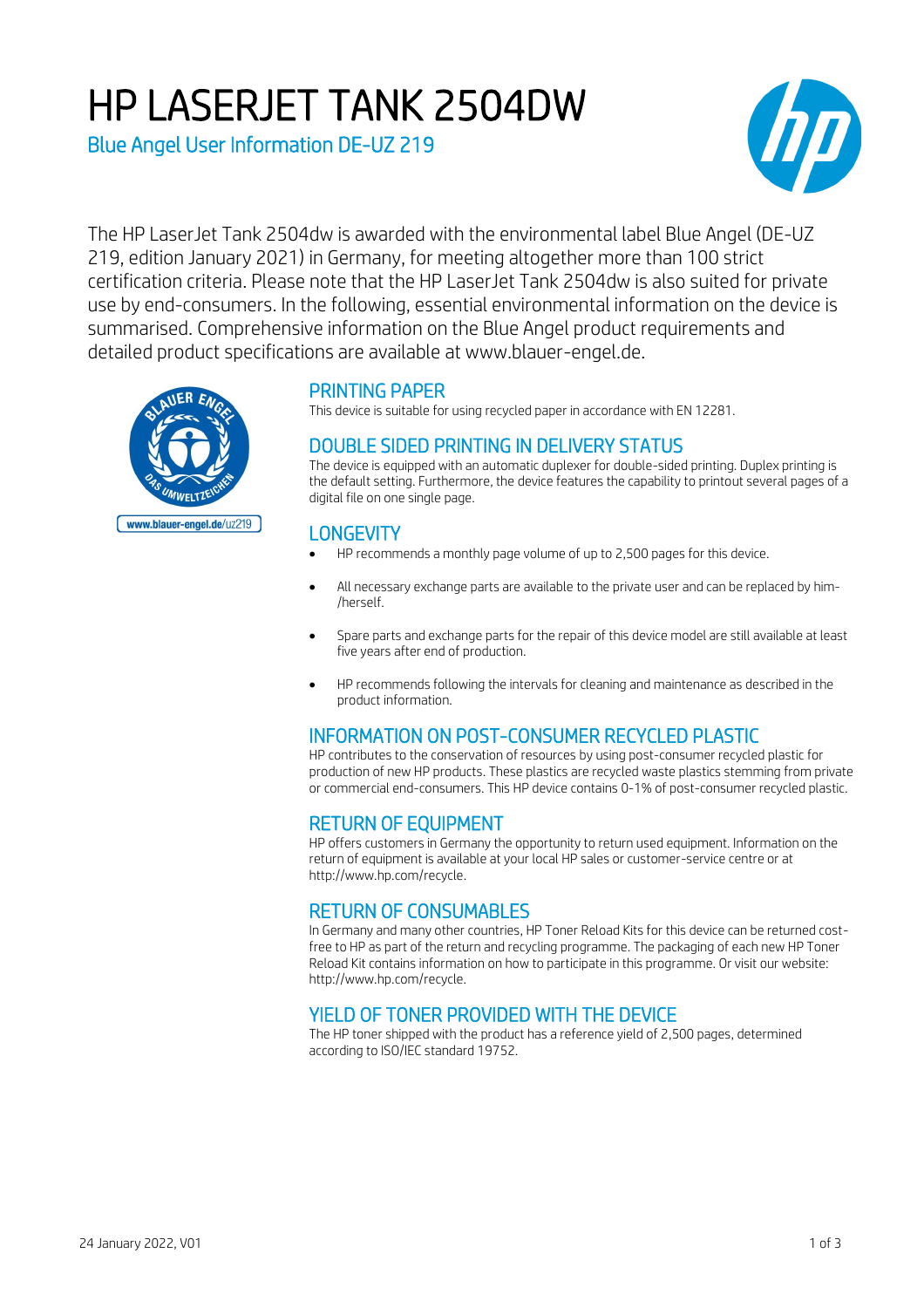# HP LASERJET TANK 2504DW

Blue Angel User Information DE-UZ 219

The HP LaserJet Tank 2504dw is awarded with the environmental label Blue Angel (DE-UZ 219, edition January 2021) in Germany, for meeting altogether more than 100 strict certification criteria. Please note that the HP LaserJet Tank 2504dw is also suited for private use by end-consumers. In the following, essential environmental information on the device is summarised. Comprehensive information on the Blue Angel product requirements and detailed product specifications are available at www.blauer-engel.de.

## PRINTING PAPER

This device is suitable for using recycled paper in accordance with EN 12281.

## DOUBLE SIDED PRINTING IN DELIVERY STATUS

The device is equipped with an automatic duplexer for double-sided printing. Duplex printing is the default setting. Furthermore, the device features the capability to printout several pages of a digital file on one single page.

## LONGEVITY

- HP recommends a monthly page volume of up to 2,500 pages for this device.
- All necessary exchange parts are available to the private user and can be replaced by him-/herself.
- Spare parts and exchange parts for the repair of this device model are still available at least five years after end of production.
- HP recommends following the intervals for cleaning and maintenance as described in the product information.

## INFORMATION ON POST-CONSUMER RECYCLED PLASTIC

HP contributes to the conservation of resources by using post-consumer recycled plastic for production of new HP products. These plastics are recycled waste plastics stemming from private or commercial end-consumers. This HP device contains 0-1% of post-consumer recycled plastic.

## RETURN OF EQUIPMENT

HP offers customers in Germany the opportunity to return used equipment. Information on the return of equipment is available at your local HP sales or customer-service centre or at http://www.hp.com/recycle.

## RETURN OF CONSUMABLES

In Germany and many other countries, HP Toner Reload Kits for this device can be returned cost-free to HP as part of the return and recycling programme. The packaging of each new HP Toner Reload Kit contains information on how to participate in this programme. Or visit our website: http://www.hp.com/recycle.

## YIELD OF TONER PROVIDED WITH THE DEVICE

The HP toner shipped with the product has a reference yield of 2,500 pages, determined according to ISO/IEC standard 19752.

24 January 2022, V01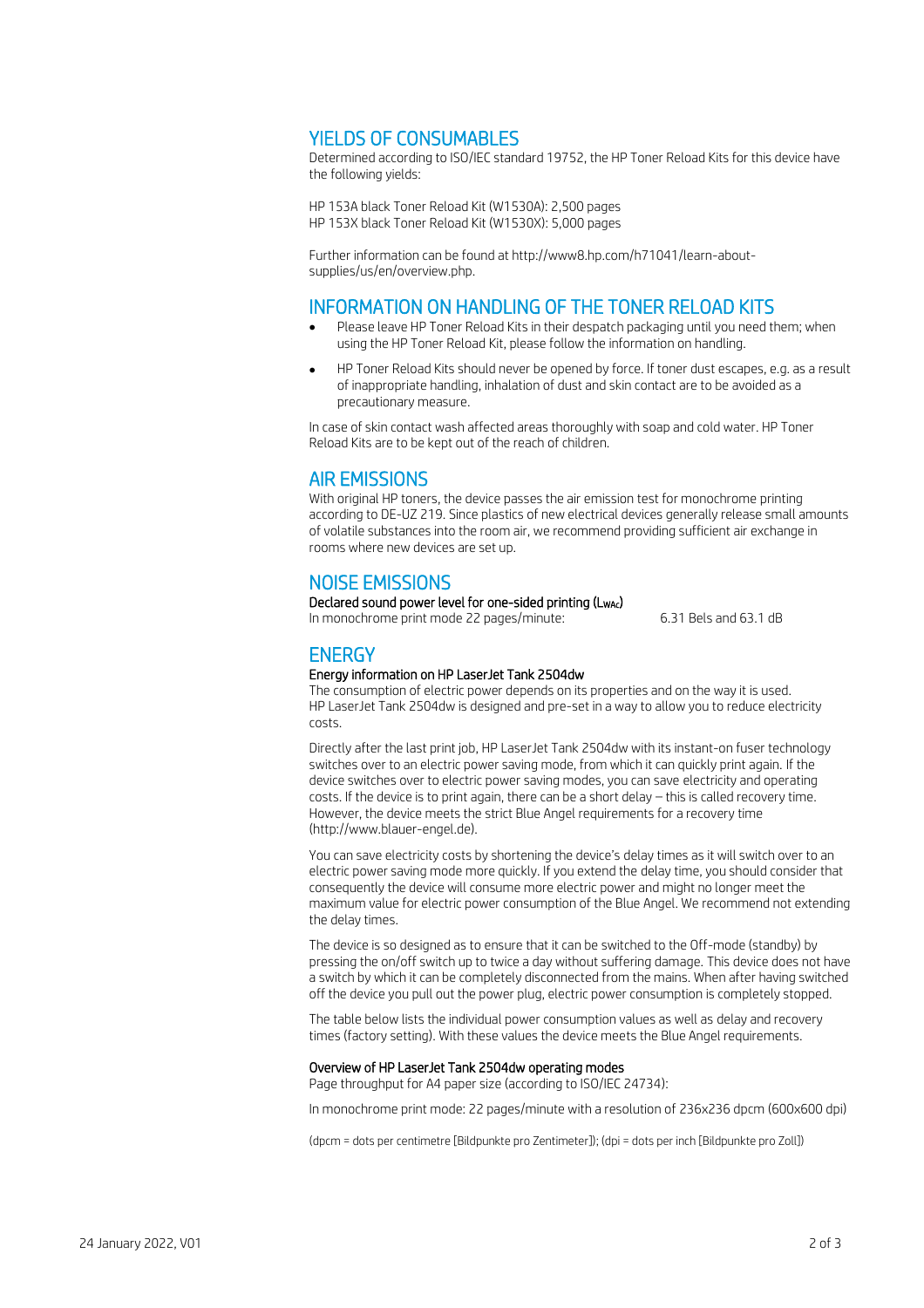## YIELDS OF CONSUMABLES

Determined according to ISO/IEC standard 19752, the HP Toner Reload Kits for this device have the following yields:

HP 153A black Toner Reload Kit (W1530A): 2,500 pages
HP 153X black Toner Reload Kit (W1530X): 5,000 pages

Further information can be found at http://www8.hp.com/h71041/learn-about-supplies/us/en/overview.php.

## INFORMATION ON HANDLING OF THE TONER RELOAD KITS

- Please leave HP Toner Reload Kits in their despatch packaging until you need them; when using the HP Toner Reload Kit, please follow the information on handling.
- HP Toner Reload Kits should never be opened by force. If toner dust escapes, e.g. as a result of inappropriate handling, inhalation of dust and skin contact are to be avoided as a precautionary measure.

In case of skin contact wash affected areas thoroughly with soap and cold water. HP Toner Reload Kits are to be kept out of the reach of children.

## AIR EMISSIONS

With original HP toners, the device passes the air emission test for monochrome printing according to DE-UZ 219. Since plastics of new electrical devices generally release small amounts of volatile substances into the room air, we recommend providing sufficient air exchange in rooms where new devices are set up.

## NOISE EMISSIONS

**Declared sound power level for one-sided printing ($L_{WAc}$)**

| | |
|---|---|
| In monochrome print mode 22 pages/minute: | 6.31 Bels and 63.1 dB |

## ENERGY

**Energy information on HP LaserJet Tank 2504dw**

The consumption of electric power depends on its properties and on the way it is used. HP LaserJet Tank 2504dw is designed and pre-set in a way to allow you to reduce electricity costs.

Directly after the last print job, HP LaserJet Tank 2504dw with its instant-on fuser technology switches over to an electric power saving mode, from which it can quickly print again. If the device switches over to electric power saving modes, you can save electricity and operating costs. If the device is to print again, there can be a short delay – this is called recovery time. However, the device meets the strict Blue Angel requirements for a recovery time (http://www.blauer-engel.de).

You can save electricity costs by shortening the device's delay times as it will switch over to an electric power saving mode more quickly. If you extend the delay time, you should consider that consequently the device will consume more electric power and might no longer meet the maximum value for electric power consumption of the Blue Angel. We recommend not extending the delay times.

The device is so designed as to ensure that it can be switched to the Off-mode (standby) by pressing the on/off switch up to twice a day without suffering damage. This device does not have a switch by which it can be completely disconnected from the mains. When after having switched off the device you pull out the power plug, electric power consumption is completely stopped.

The table below lists the individual power consumption values as well as delay and recovery times (factory setting). With these values the device meets the Blue Angel requirements.

**Overview of HP LaserJet Tank 2504dw operating modes**

Page throughput for A4 paper size (according to ISO/IEC 24734):

In monochrome print mode: 22 pages/minute with a resolution of 236x236 dpcm (600x600 dpi)

(dpcm = dots per centimetre [Bildpunkte pro Zentimeter]); (dpi = dots per inch [Bildpunkte pro Zoll])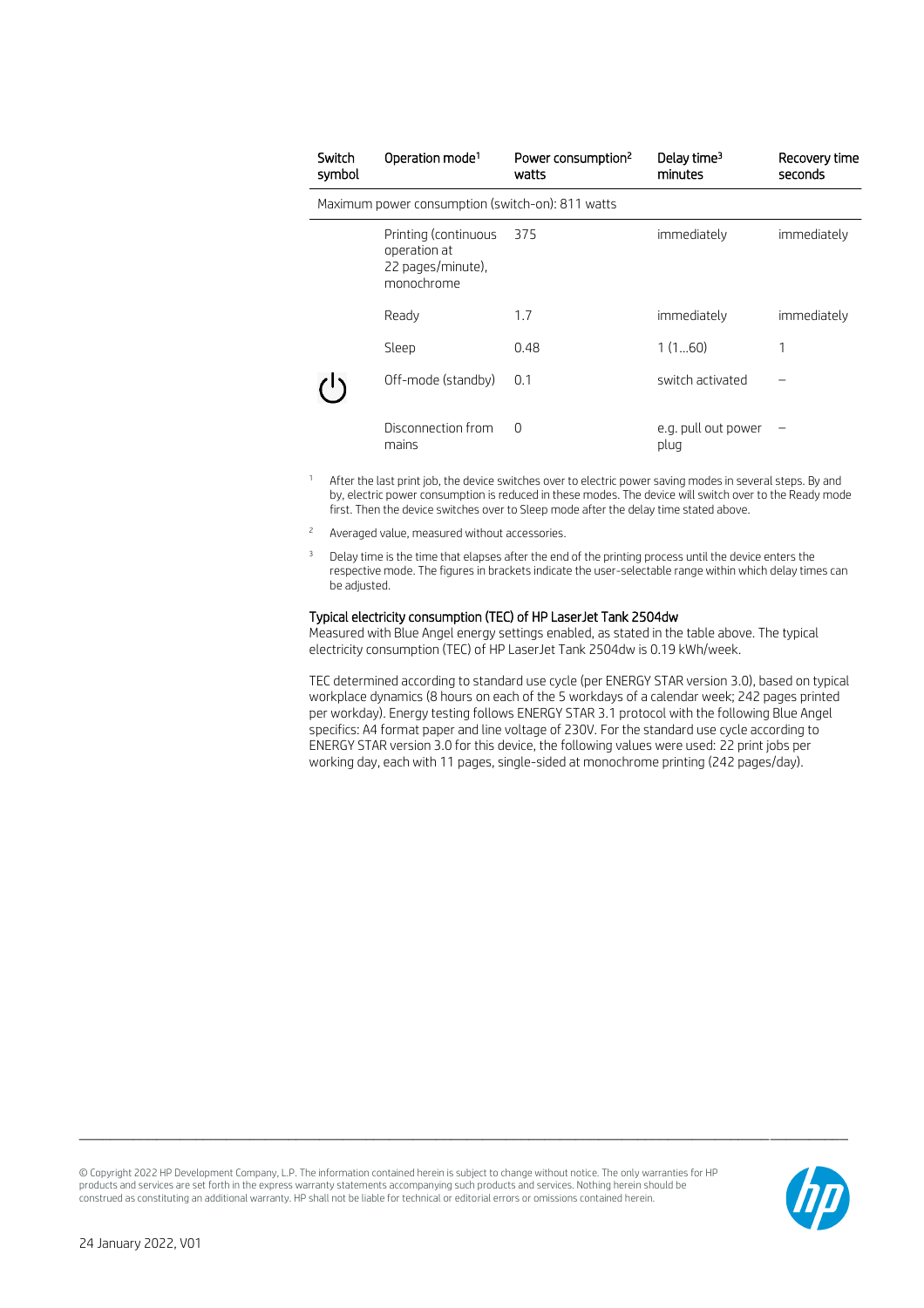| Switch symbol | Operation mode[1] | Power consumption[2] watts | Delay time[3] minutes | Recovery time seconds |
|---|---|---|---|---|
| Maximum power consumption (switch-on): 811 watts | | | | |
| | Printing (continuous operation at 22 pages/minute), monochrome | 375 | immediately | immediately |
| | Ready | 1.7 | immediately | immediately |
| | Sleep | 0.48 | 1 (1…60) | 1 |
| ⏻ | Off-mode (standby) | 0.1 | switch activated | – |
| | Disconnection from mains | 0 | e.g. pull out power plug | – |

[1] After the last print job, the device switches over to electric power saving modes in several steps. By and by, electric power consumption is reduced in these modes. The device will switch over to the Ready mode first. Then the device switches over to Sleep mode after the delay time stated above.

[2] Averaged value, measured without accessories.

[3] Delay time is the time that elapses after the end of the printing process until the device enters the respective mode. The figures in brackets indicate the user-selectable range within which delay times can be adjusted.

**Typical electricity consumption (TEC) of HP LaserJet Tank 2504dw**
Measured with Blue Angel energy settings enabled, as stated in the table above. The typical electricity consumption (TEC) of HP LaserJet Tank 2504dw is 0.19 kWh/week.

TEC determined according to standard use cycle (per ENERGY STAR version 3.0), based on typical workplace dynamics (8 hours on each of the 5 workdays of a calendar week; 242 pages printed per workday). Energy testing follows ENERGY STAR 3.1 protocol with the following Blue Angel specifics: A4 format paper and line voltage of 230V. For the standard use cycle according to ENERGY STAR version 3.0 for this device, the following values were used: 22 print jobs per working day, each with 11 pages, single-sided at monochrome printing (242 pages/day).

© Copyright 2022 HP Development Company, L.P. The information contained herein is subject to change without notice. The only warranties for HP products and services are set forth in the express warranty statements accompanying such products and services. Nothing herein should be construed as constituting an additional warranty. HP shall not be liable for technical or editorial errors or omissions contained herein.

24 January 2022, V01